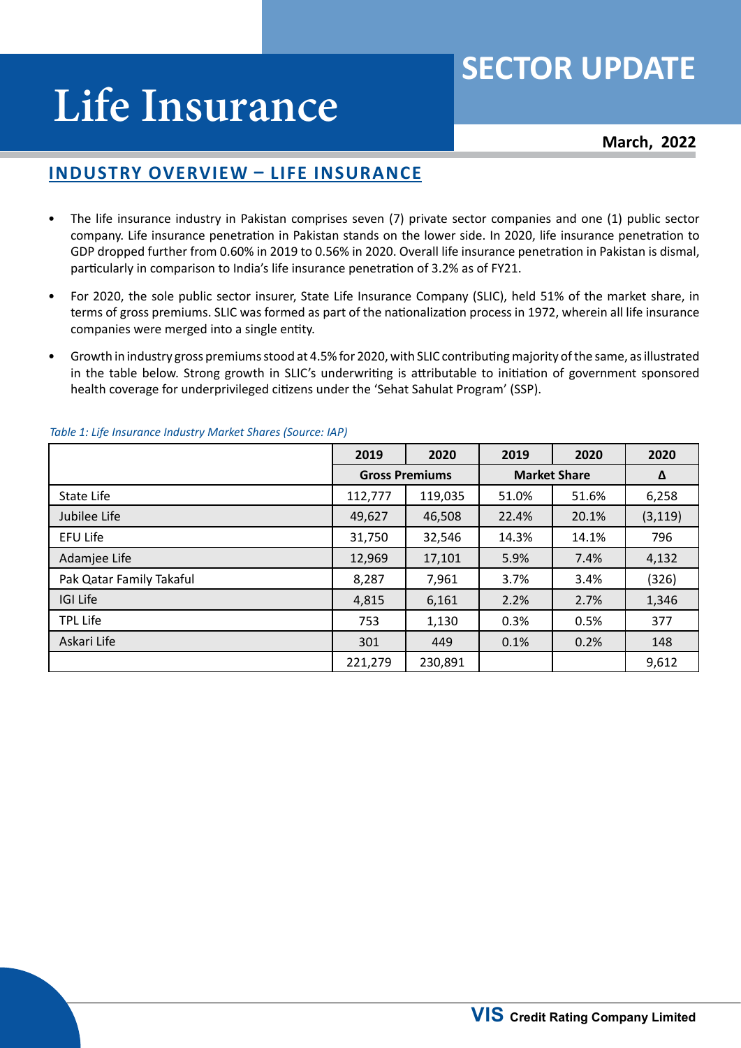# Life Insurance

## SECTOR UPDATE

**March, 2022**

## INDUSTRY OVERVIEW – LIFE INSURANCE

- The life insurance industry in Pakistan comprises seven (7) private sector companies and one (1) public sector company. Life insurance penetration in Pakistan stands on the lower side. In 2020, life insurance penetration to GDP dropped further from 0.60% in 2019 to 0.56% in 2020. Overall life insurance penetration in Pakistan is dismal, particularly in comparison to India's life insurance penetration of 3.2% as of FY21.
- For 2020, the sole public sector insurer, State Life Insurance Company (SLIC), held 51% of the market share, in terms of gross premiums. SLIC was formed as part of the nationalization process in 1972, wherein all life insurance companies were merged into a single entity.
- Growth in industry gross premiums stood at 4.5% for 2020, with SLIC contributing majority of the same, as illustrated in the table below. Strong growth in SLIC's underwriting is attributable to initiation of government sponsored health coverage for underprivileged citizens under the 'Sehat Sahulat Program' (SSP).

*Table 1: Life Insurance Industry Market Shares (Source: IAP)*

| | 2019 | 2020 | 2019 | 2020 | 2020 |
|---|---|---|---|---|---|
| | Gross Premiums | | Market Share | | Δ |
| State Life | 112,777 | 119,035 | 51.0% | 51.6% | 6,258 |
| Jubilee Life | 49,627 | 46,508 | 22.4% | 20.1% | (3,119) |
| EFU Life | 31,750 | 32,546 | 14.3% | 14.1% | 796 |
| Adamjee Life | 12,969 | 17,101 | 5.9% | 7.4% | 4,132 |
| Pak Qatar Family Takaful | 8,287 | 7,961 | 3.7% | 3.4% | (326) |
| IGI Life | 4,815 | 6,161 | 2.2% | 2.7% | 1,346 |
| TPL Life | 753 | 1,130 | 0.3% | 0.5% | 377 |
| Askari Life | 301 | 449 | 0.1% | 0.2% | 148 |
| | 221,279 | 230,891 | | | 9,612 |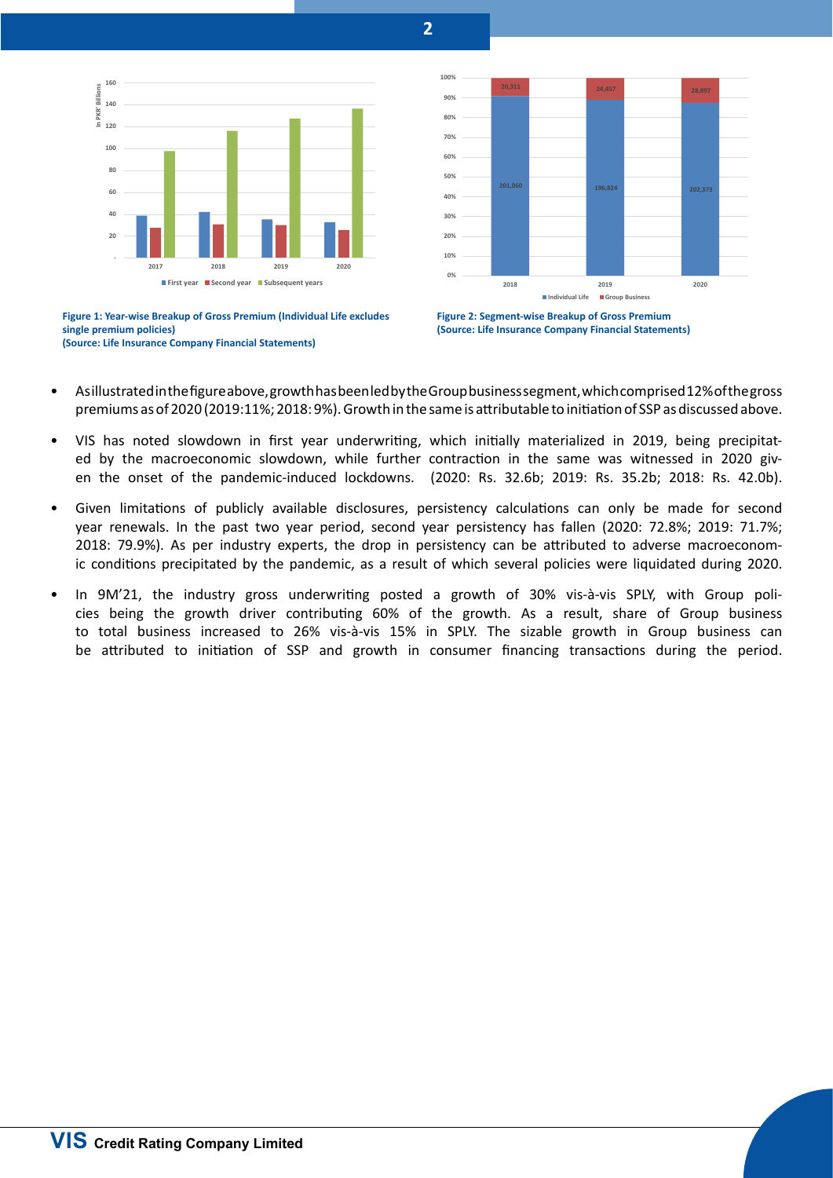Figure 1: Year-wise Breakup of Gross Premium (Individual Life excludes single premium policies)
(Source: Life Insurance Company Financial Statements)

Figure 2: Segment-wise Breakup of Gross Premium
(Source: Life Insurance Company Financial Statements)

- As illustrated in the figure above, growth has been led by the Group business segment, which comprised 12% of the gross premiums as of 2020 (2019:11%; 2018: 9%). Growth in the same is attributable to initiation of SSP as discussed above.
- VIS has noted slowdown in first year underwriting, which initially materialized in 2019, being precipitated by the macroeconomic slowdown, while further contraction in the same was witnessed in 2020 given the onset of the pandemic-induced lockdowns. (2020: Rs. 32.6b; 2019: Rs. 35.2b; 2018: Rs. 42.0b).
- Given limitations of publicly available disclosures, persistency calculations can only be made for second year renewals. In the past two year period, second year persistency has fallen (2020: 72.8%; 2019: 71.7%; 2018: 79.9%). As per industry experts, the drop in persistency can be attributed to adverse macroeconomic conditions precipitated by the pandemic, as a result of which several policies were liquidated during 2020.
- In 9M'21, the industry gross underwriting posted a growth of 30% vis-à-vis SPLY, with Group policies being the growth driver contributing 60% of the growth. As a result, share of Group business to total business increased to 26% vis-à-vis 15% in SPLY. The sizable growth in Group business can be attributed to initiation of SSP and growth in consumer financing transactions during the period.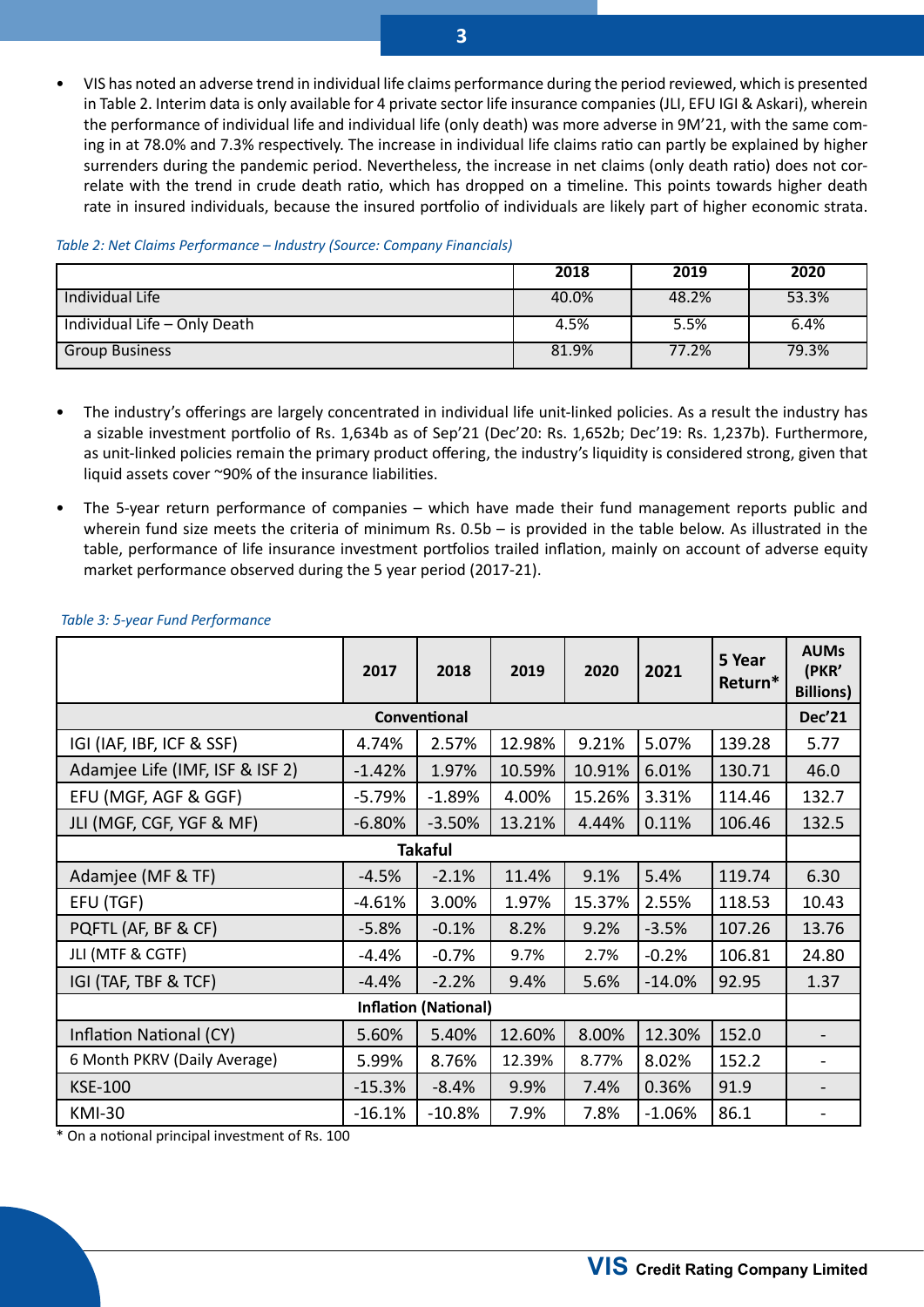- VIS has noted an adverse trend in individual life claims performance during the period reviewed, which is presented in Table 2. Interim data is only available for 4 private sector life insurance companies (JLI, EFU IGI & Askari), wherein the performance of individual life and individual life (only death) was more adverse in 9M'21, with the same coming in at 78.0% and 7.3% respectively. The increase in individual life claims ratio can partly be explained by higher surrenders during the pandemic period. Nevertheless, the increase in net claims (only death ratio) does not correlate with the trend in crude death ratio, which has dropped on a timeline. This points towards higher death rate in insured individuals, because the insured portfolio of individuals are likely part of higher economic strata.

*Table 2: Net Claims Performance – Industry (Source: Company Financials)*

| | 2018 | 2019 | 2020 |
|---|---|---|---|
| Individual Life | 40.0% | 48.2% | 53.3% |
| Individual Life – Only Death | 4.5% | 5.5% | 6.4% |
| Group Business | 81.9% | 77.2% | 79.3% |

- The industry's offerings are largely concentrated in individual life unit-linked policies. As a result the industry has a sizable investment portfolio of Rs. 1,634b as of Sep'21 (Dec'20: Rs. 1,652b; Dec'19: Rs. 1,237b). Furthermore, as unit-linked policies remain the primary product offering, the industry's liquidity is considered strong, given that liquid assets cover ~90% of the insurance liabilities.
- The 5-year return performance of companies – which have made their fund management reports public and wherein fund size meets the criteria of minimum Rs. 0.5b – is provided in the table below. As illustrated in the table, performance of life insurance investment portfolios trailed inflation, mainly on account of adverse equity market performance observed during the 5 year period (2017-21).

*Table 3: 5-year Fund Performance*

| | 2017 | 2018 | 2019 | 2020 | 2021 | 5 Year Return* | AUMs (PKR' Billions) |
|---|---|---|---|---|---|---|---|
| **Conventional** | | | | | | | **Dec'21** |
| IGI (IAF, IBF, ICF & SSF) | 4.74% | 2.57% | 12.98% | 9.21% | 5.07% | 139.28 | 5.77 |
| Adamjee Life (IMF, ISF & ISF 2) | -1.42% | 1.97% | 10.59% | 10.91% | 6.01% | 130.71 | 46.0 |
| EFU (MGF, AGF & GGF) | -5.79% | -1.89% | 4.00% | 15.26% | 3.31% | 114.46 | 132.7 |
| JLI (MGF, CGF, YGF & MF) | -6.80% | -3.50% | 13.21% | 4.44% | 0.11% | 106.46 | 132.5 |
| **Takaful** | | | | | | | |
| Adamjee (MF & TF) | -4.5% | -2.1% | 11.4% | 9.1% | 5.4% | 119.74 | 6.30 |
| EFU (TGF) | -4.61% | 3.00% | 1.97% | 15.37% | 2.55% | 118.53 | 10.43 |
| PQFTL (AF, BF & CF) | -5.8% | -0.1% | 8.2% | 9.2% | -3.5% | 107.26 | 13.76 |
| JLI (MTF & CGTF) | -4.4% | -0.7% | 9.7% | 2.7% | -0.2% | 106.81 | 24.80 |
| IGI (TAF, TBF & TCF) | -4.4% | -2.2% | 9.4% | 5.6% | -14.0% | 92.95 | 1.37 |
| **Inflation (National)** | | | | | | | |
| Inflation National (CY) | 5.60% | 5.40% | 12.60% | 8.00% | 12.30% | 152.0 | - |
| 6 Month PKRV (Daily Average) | 5.99% | 8.76% | 12.39% | 8.77% | 8.02% | 152.2 | - |
| KSE-100 | -15.3% | -8.4% | 9.9% | 7.4% | 0.36% | 91.9 | - |
| KMI-30 | -16.1% | -10.8% | 7.9% | 7.8% | -1.06% | 86.1 | - |

\* On a notional principal investment of Rs. 100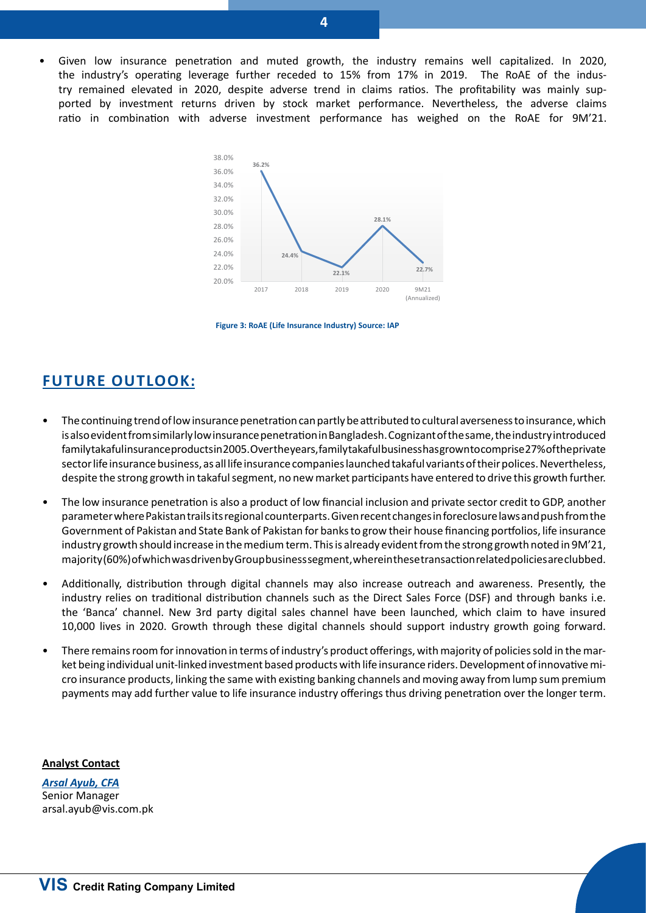- Given low insurance penetration and muted growth, the industry remains well capitalized. In 2020, the industry's operating leverage further receded to 15% from 17% in 2019. The RoAE of the industry remained elevated in 2020, despite adverse trend in claims ratios. The profitability was mainly supported by investment returns driven by stock market performance. Nevertheless, the adverse claims ratio in combination with adverse investment performance has weighed on the RoAE for 9M'21.

38.0%
36.0%
34.0%
32.0%
30.0%
28.0%
26.0%
24.0%
22.0%
20.0%

36.2%
24.4%
22.1%
28.1%
22.7%

2017
2018
2019
2020
9M21 (Annualized)

**Figure 3: RoAE (Life Insurance Industry) Source: IAP**

## FUTURE OUTLOOK:

- The continuing trend of low insurance penetration can partly be attributed to cultural averseness to insurance, which is also evident from similarly low insurance penetration in Bangladesh. Cognizant of the same, the industry introduced family takaful insurance products in 2005. Over the years, family takaful business has grown to comprise 27% of the private sector life insurance business, as all life insurance companies launched takaful variants of their polices. Nevertheless, despite the strong growth in takaful segment, no new market participants have entered to drive this growth further.
- The low insurance penetration is also a product of low financial inclusion and private sector credit to GDP, another parameter where Pakistan trails its regional counterparts. Given recent changes in foreclosure laws and push from the Government of Pakistan and State Bank of Pakistan for banks to grow their house financing portfolios, life insurance industry growth should increase in the medium term. This is already evident from the strong growth noted in 9M'21, majority (60%) of which was driven by Group business segment, wherein these transaction related policies are clubbed.
- Additionally, distribution through digital channels may also increase outreach and awareness. Presently, the industry relies on traditional distribution channels such as the Direct Sales Force (DSF) and through banks i.e. the 'Banca' channel. New 3rd party digital sales channel have been launched, which claim to have insured 10,000 lives in 2020. Growth through these digital channels should support industry growth going forward.
- There remains room for innovation in terms of industry's product offerings, with majority of policies sold in the market being individual unit-linked investment based products with life insurance riders. Development of innovative micro insurance products, linking the same with existing banking channels and moving away from lump sum premium payments may add further value to life insurance industry offerings thus driving penetration over the longer term.

**Analyst Contact**

*Arsal Ayub, CFA*
Senior Manager
arsal.ayub@vis.com.pk